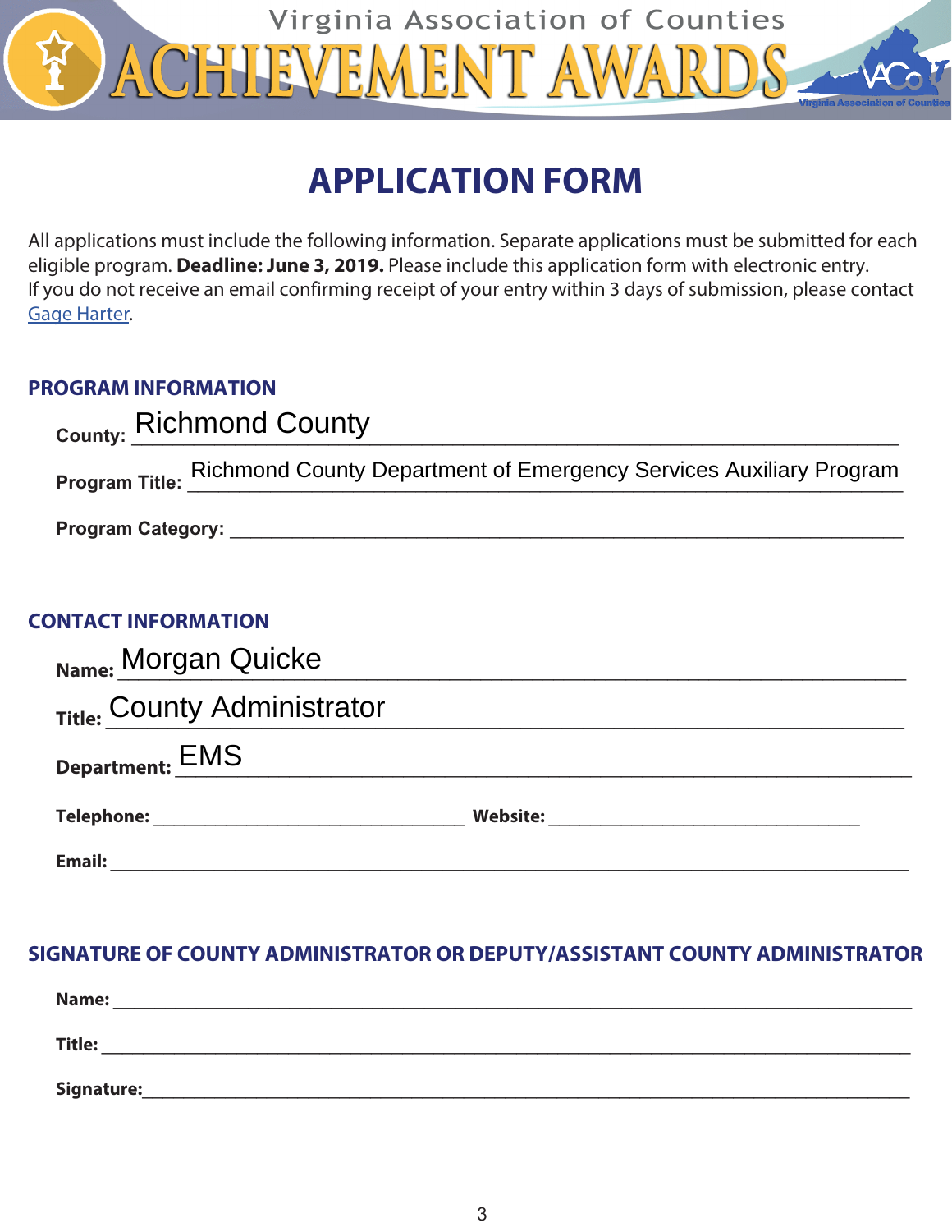Virginia Association of Counties

# ACHIEVEMENT AWARDS

## APPLICATION FORM

All applications must include the following information. Separate applications must be submitted for each eligible program. **Deadline: June 3, 2019.** Please include this application form with electronic entry. If you do not receive an email confirming receipt of your entry within 3 days of submission, please contact [Gage Harter].

### PROGRAM INFORMATION

**County:** Richmond County

**Program Title:** Richmond County Department of Emergency Services Auxiliary Program

**Program Category:** ____________________

### CONTACT INFORMATION

**Name:** Morgan Quicke

**Title:** County Administrator

**Department:** EMS

**Telephone:** ____________________ **Website:** ____________________

**Email:** ____________________

### SIGNATURE OF COUNTY ADMINISTRATOR OR DEPUTY/ASSISTANT COUNTY ADMINISTRATOR

**Name:** ____________________

**Title:** ____________________

**Signature:** ____________________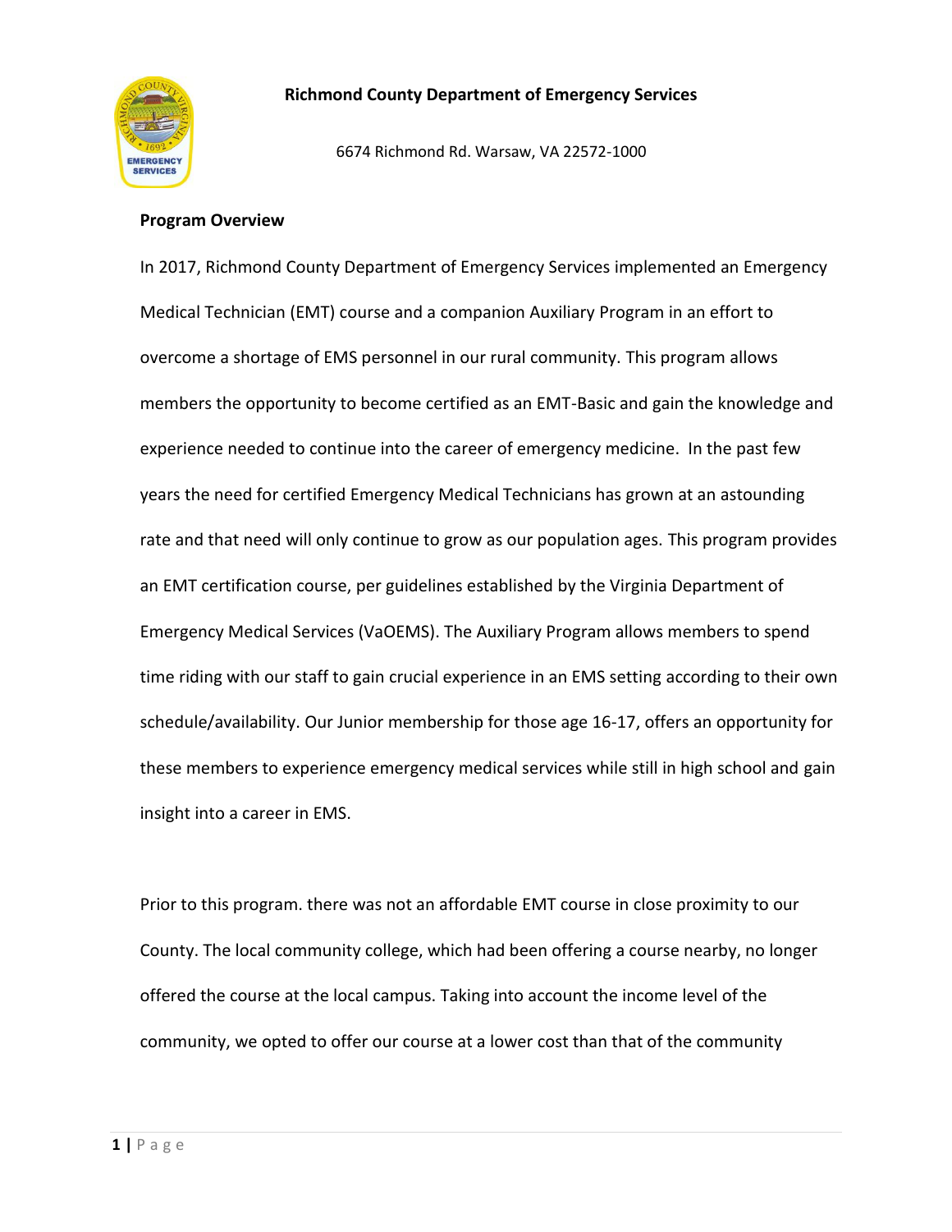**Richmond County Department of Emergency Services**

6674 Richmond Rd. Warsaw, VA 22572-1000

**Program Overview**

In 2017, Richmond County Department of Emergency Services implemented an Emergency Medical Technician (EMT) course and a companion Auxiliary Program in an effort to overcome a shortage of EMS personnel in our rural community. This program allows members the opportunity to become certified as an EMT-Basic and gain the knowledge and experience needed to continue into the career of emergency medicine. In the past few years the need for certified Emergency Medical Technicians has grown at an astounding rate and that need will only continue to grow as our population ages. This program provides an EMT certification course, per guidelines established by the Virginia Department of Emergency Medical Services (VaOEMS). The Auxiliary Program allows members to spend time riding with our staff to gain crucial experience in an EMS setting according to their own schedule/availability. Our Junior membership for those age 16-17, offers an opportunity for these members to experience emergency medical services while still in high school and gain insight into a career in EMS.

Prior to this program. there was not an affordable EMT course in close proximity to our County. The local community college, which had been offering a course nearby, no longer offered the course at the local campus. Taking into account the income level of the community, we opted to offer our course at a lower cost than that of the community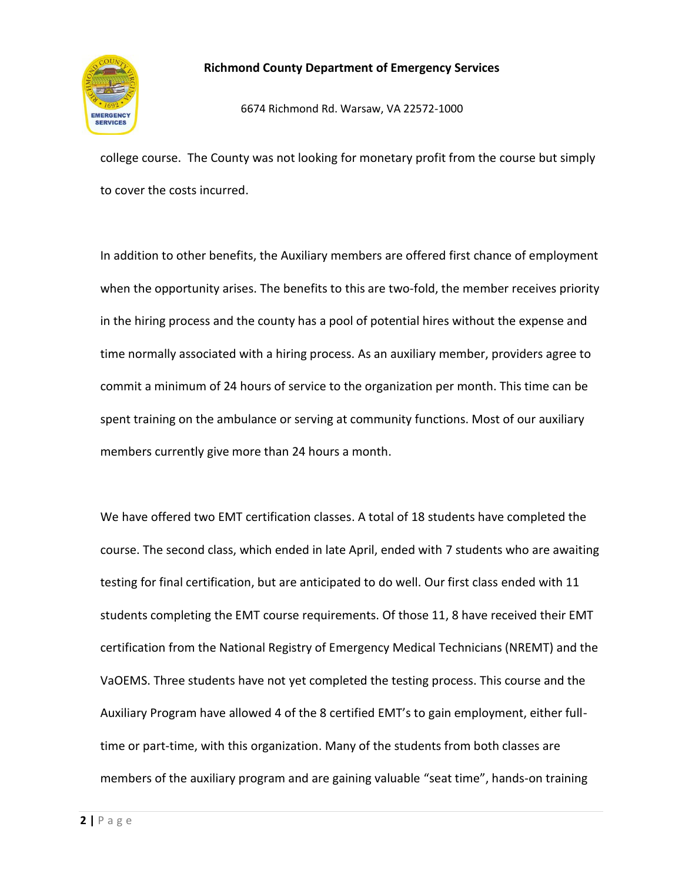college course. The County was not looking for monetary profit from the course but simply to cover the costs incurred.

In addition to other benefits, the Auxiliary members are offered first chance of employment when the opportunity arises. The benefits to this are two-fold, the member receives priority in the hiring process and the county has a pool of potential hires without the expense and time normally associated with a hiring process. As an auxiliary member, providers agree to commit a minimum of 24 hours of service to the organization per month. This time can be spent training on the ambulance or serving at community functions. Most of our auxiliary members currently give more than 24 hours a month.

We have offered two EMT certification classes. A total of 18 students have completed the course. The second class, which ended in late April, ended with 7 students who are awaiting testing for final certification, but are anticipated to do well. Our first class ended with 11 students completing the EMT course requirements. Of those 11, 8 have received their EMT certification from the National Registry of Emergency Medical Technicians (NREMT) and the VaOEMS. Three students have not yet completed the testing process. This course and the Auxiliary Program have allowed 4 of the 8 certified EMT's to gain employment, either full-time or part-time, with this organization. Many of the students from both classes are members of the auxiliary program and are gaining valuable "seat time", hands-on training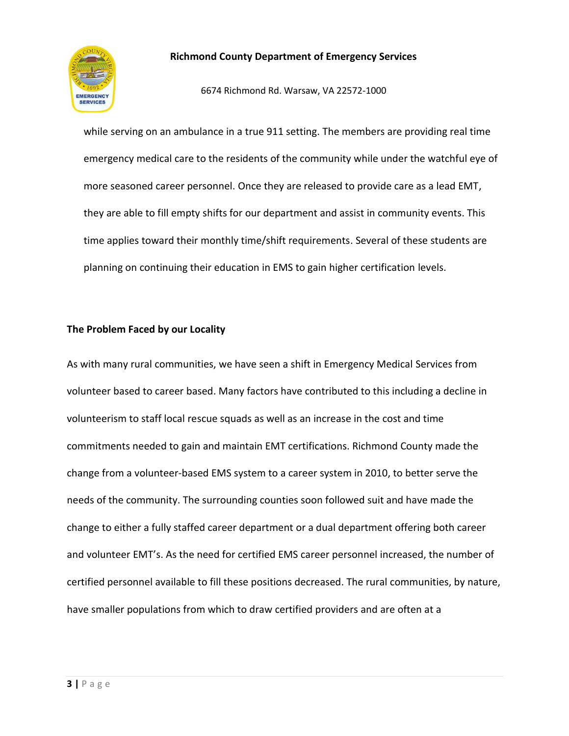while serving on an ambulance in a true 911 setting. The members are providing real time emergency medical care to the residents of the community while under the watchful eye of more seasoned career personnel. Once they are released to provide care as a lead EMT, they are able to fill empty shifts for our department and assist in community events. This time applies toward their monthly time/shift requirements. Several of these students are planning on continuing their education in EMS to gain higher certification levels.

**The Problem Faced by our Locality**

As with many rural communities, we have seen a shift in Emergency Medical Services from volunteer based to career based. Many factors have contributed to this including a decline in volunteerism to staff local rescue squads as well as an increase in the cost and time commitments needed to gain and maintain EMT certifications. Richmond County made the change from a volunteer-based EMS system to a career system in 2010, to better serve the needs of the community. The surrounding counties soon followed suit and have made the change to either a fully staffed career department or a dual department offering both career and volunteer EMT's. As the need for certified EMS career personnel increased, the number of certified personnel available to fill these positions decreased. The rural communities, by nature, have smaller populations from which to draw certified providers and are often at a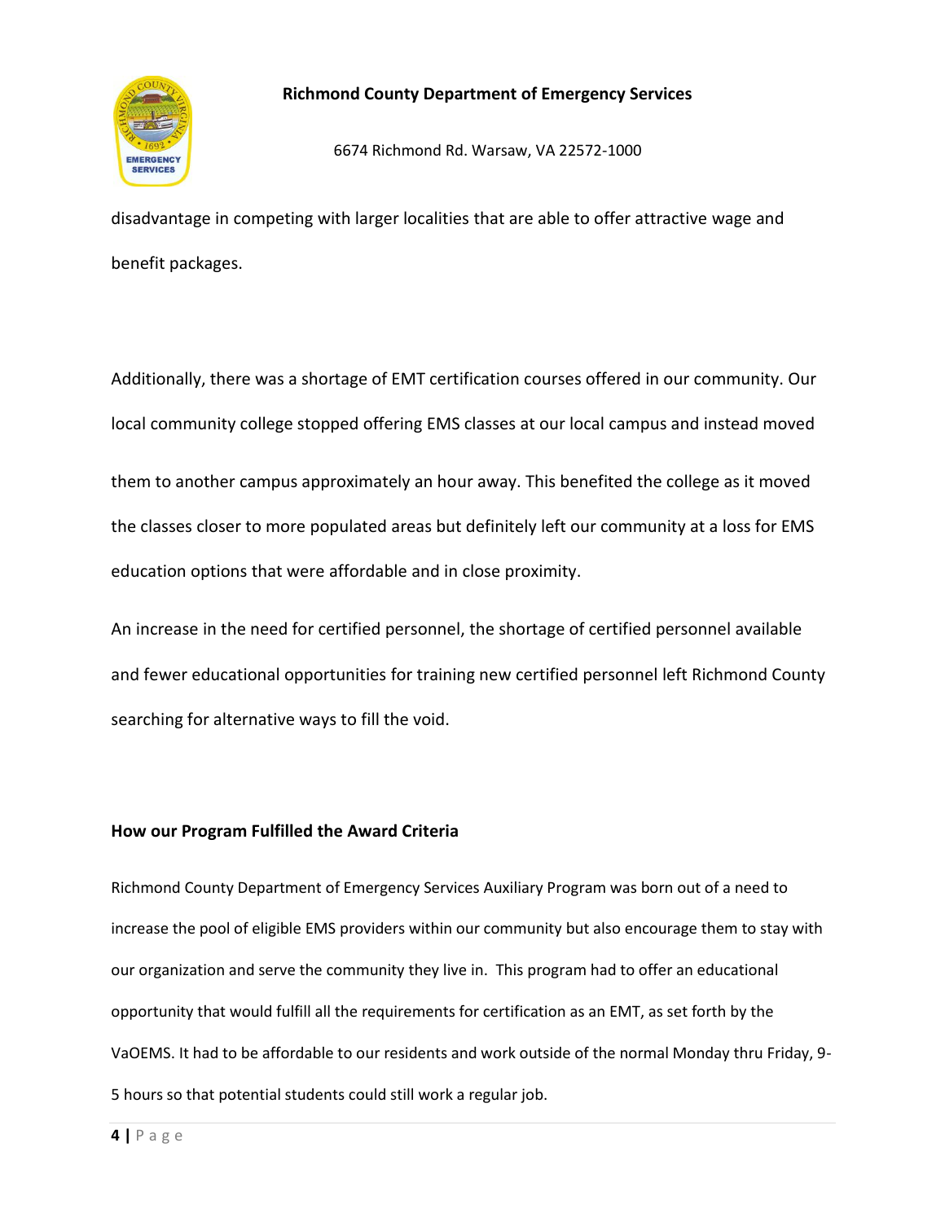disadvantage in competing with larger localities that are able to offer attractive wage and benefit packages.

Additionally, there was a shortage of EMT certification courses offered in our community. Our local community college stopped offering EMS classes at our local campus and instead moved them to another campus approximately an hour away. This benefited the college as it moved the classes closer to more populated areas but definitely left our community at a loss for EMS education options that were affordable and in close proximity.

An increase in the need for certified personnel, the shortage of certified personnel available and fewer educational opportunities for training new certified personnel left Richmond County searching for alternative ways to fill the void.

## How our Program Fulfilled the Award Criteria

Richmond County Department of Emergency Services Auxiliary Program was born out of a need to increase the pool of eligible EMS providers within our community but also encourage them to stay with our organization and serve the community they live in. This program had to offer an educational opportunity that would fulfill all the requirements for certification as an EMT, as set forth by the VaOEMS. It had to be affordable to our residents and work outside of the normal Monday thru Friday, 9-5 hours so that potential students could still work a regular job.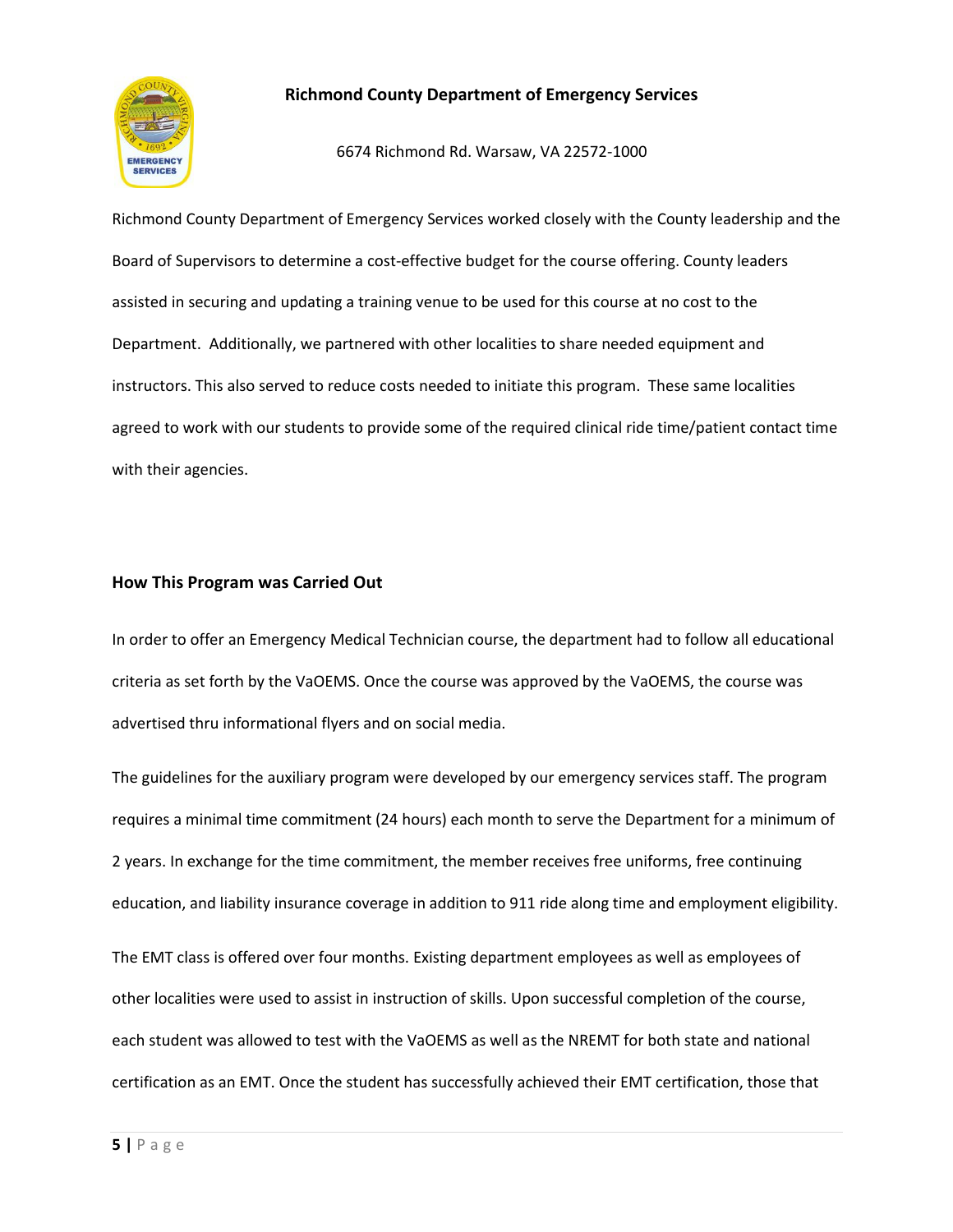**Richmond County Department of Emergency Services**

6674 Richmond Rd. Warsaw, VA 22572-1000

Richmond County Department of Emergency Services worked closely with the County leadership and the Board of Supervisors to determine a cost-effective budget for the course offering. County leaders assisted in securing and updating a training venue to be used for this course at no cost to the Department. Additionally, we partnered with other localities to share needed equipment and instructors. This also served to reduce costs needed to initiate this program. These same localities agreed to work with our students to provide some of the required clinical ride time/patient contact time with their agencies.

## How This Program was Carried Out

In order to offer an Emergency Medical Technician course, the department had to follow all educational criteria as set forth by the VaOEMS. Once the course was approved by the VaOEMS, the course was advertised thru informational flyers and on social media.

The guidelines for the auxiliary program were developed by our emergency services staff. The program requires a minimal time commitment (24 hours) each month to serve the Department for a minimum of 2 years. In exchange for the time commitment, the member receives free uniforms, free continuing education, and liability insurance coverage in addition to 911 ride along time and employment eligibility.

The EMT class is offered over four months. Existing department employees as well as employees of other localities were used to assist in instruction of skills. Upon successful completion of the course, each student was allowed to test with the VaOEMS as well as the NREMT for both state and national certification as an EMT. Once the student has successfully achieved their EMT certification, those that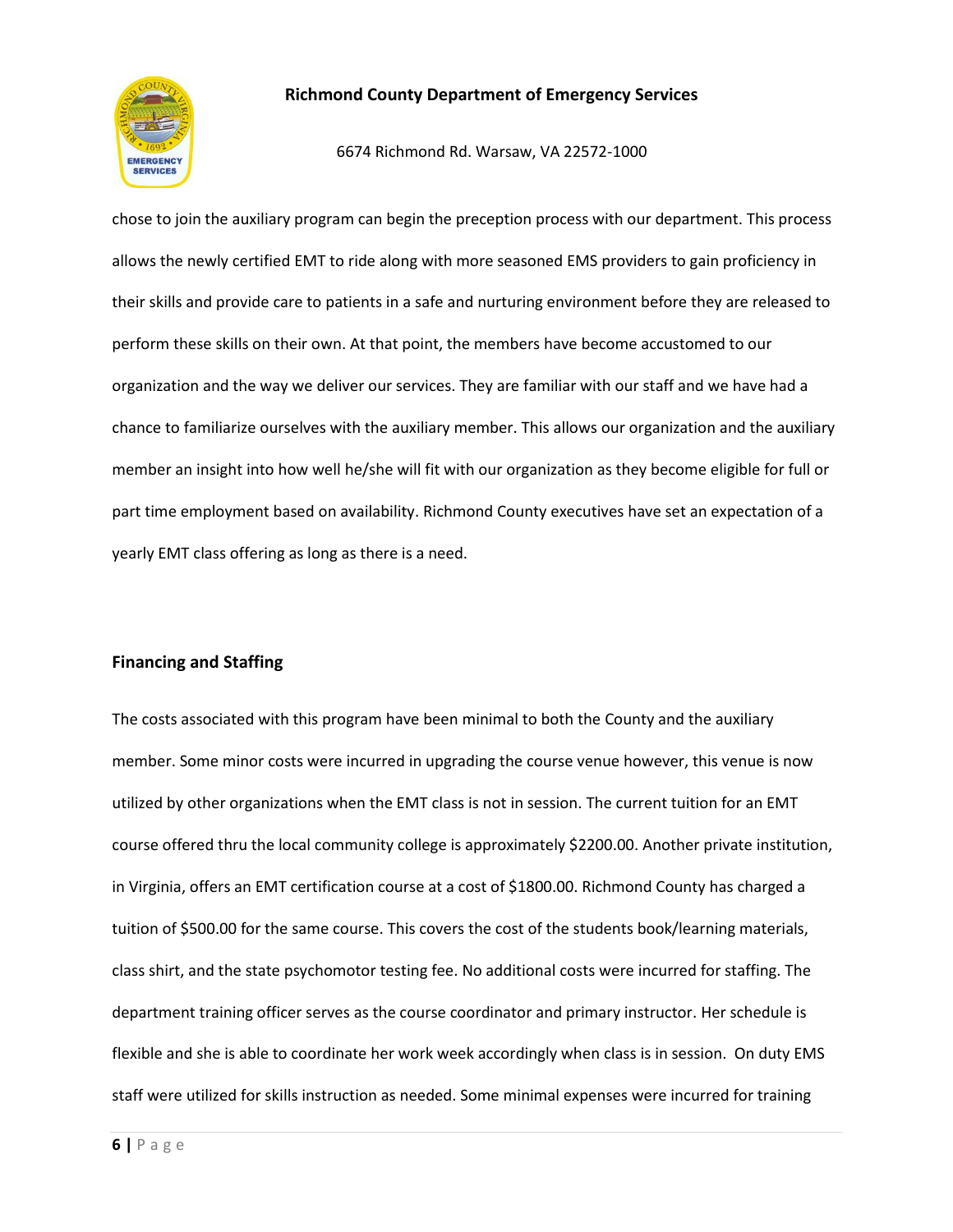chose to join the auxiliary program can begin the preception process with our department. This process allows the newly certified EMT to ride along with more seasoned EMS providers to gain proficiency in their skills and provide care to patients in a safe and nurturing environment before they are released to perform these skills on their own. At that point, the members have become accustomed to our organization and the way we deliver our services. They are familiar with our staff and we have had a chance to familiarize ourselves with the auxiliary member. This allows our organization and the auxiliary member an insight into how well he/she will fit with our organization as they become eligible for full or part time employment based on availability. Richmond County executives have set an expectation of a yearly EMT class offering as long as there is a need.

## Financing and Staffing

The costs associated with this program have been minimal to both the County and the auxiliary member. Some minor costs were incurred in upgrading the course venue however, this venue is now utilized by other organizations when the EMT class is not in session. The current tuition for an EMT course offered thru the local community college is approximately $2200.00. Another private institution, in Virginia, offers an EMT certification course at a cost of $1800.00. Richmond County has charged a tuition of $500.00 for the same course. This covers the cost of the students book/learning materials, class shirt, and the state psychomotor testing fee. No additional costs were incurred for staffing. The department training officer serves as the course coordinator and primary instructor. Her schedule is flexible and she is able to coordinate her work week accordingly when class is in session. On duty EMS staff were utilized for skills instruction as needed. Some minimal expenses were incurred for training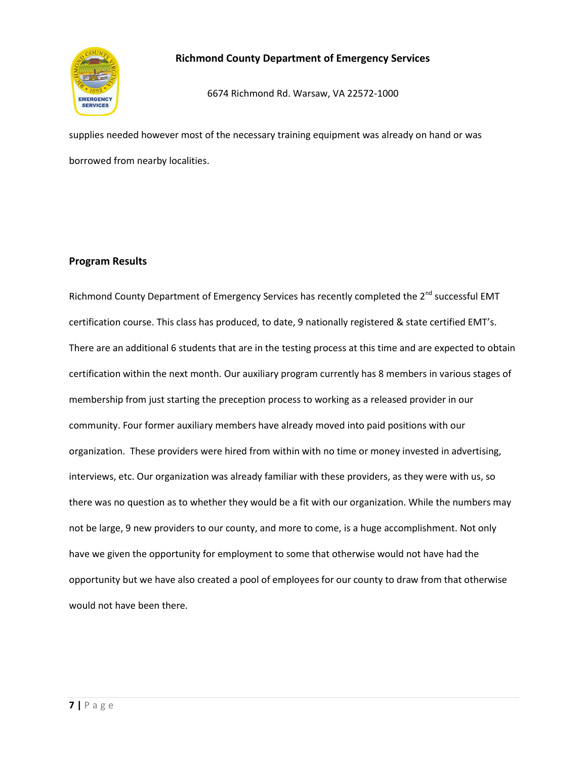supplies needed however most of the necessary training equipment was already on hand or was borrowed from nearby localities.

**Program Results**

Richmond County Department of Emergency Services has recently completed the 2nd successful EMT certification course. This class has produced, to date, 9 nationally registered & state certified EMT's. There are an additional 6 students that are in the testing process at this time and are expected to obtain certification within the next month. Our auxiliary program currently has 8 members in various stages of membership from just starting the preception process to working as a released provider in our community. Four former auxiliary members have already moved into paid positions with our organization. These providers were hired from within with no time or money invested in advertising, interviews, etc. Our organization was already familiar with these providers, as they were with us, so there was no question as to whether they would be a fit with our organization. While the numbers may not be large, 9 new providers to our county, and more to come, is a huge accomplishment. Not only have we given the opportunity for employment to some that otherwise would not have had the opportunity but we have also created a pool of employees for our county to draw from that otherwise would not have been there.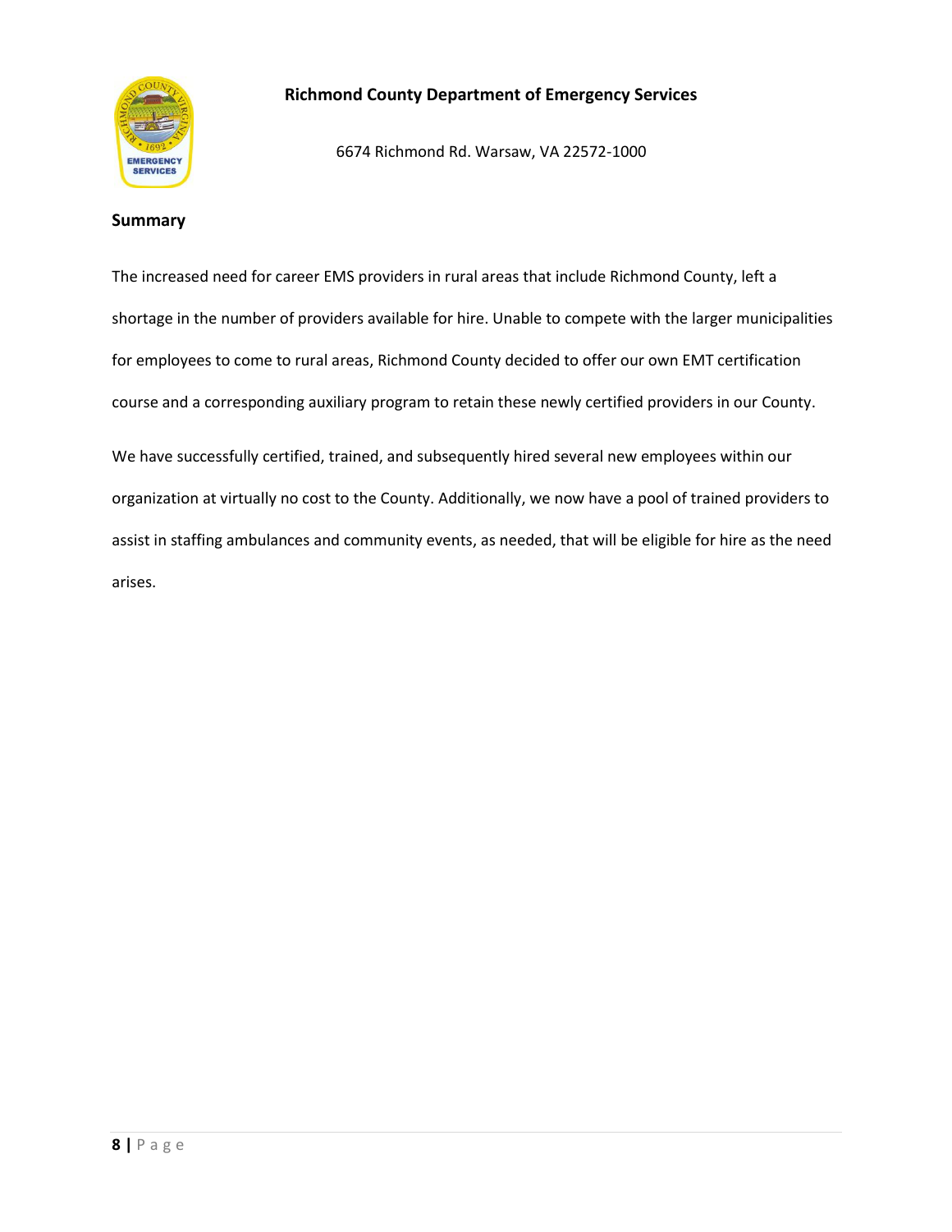**Richmond County Department of Emergency Services**

6674 Richmond Rd. Warsaw, VA 22572-1000

## Summary

The increased need for career EMS providers in rural areas that include Richmond County, left a shortage in the number of providers available for hire. Unable to compete with the larger municipalities for employees to come to rural areas, Richmond County decided to offer our own EMT certification course and a corresponding auxiliary program to retain these newly certified providers in our County.

We have successfully certified, trained, and subsequently hired several new employees within our organization at virtually no cost to the County. Additionally, we now have a pool of trained providers to assist in staffing ambulances and community events, as needed, that will be eligible for hire as the need arises.